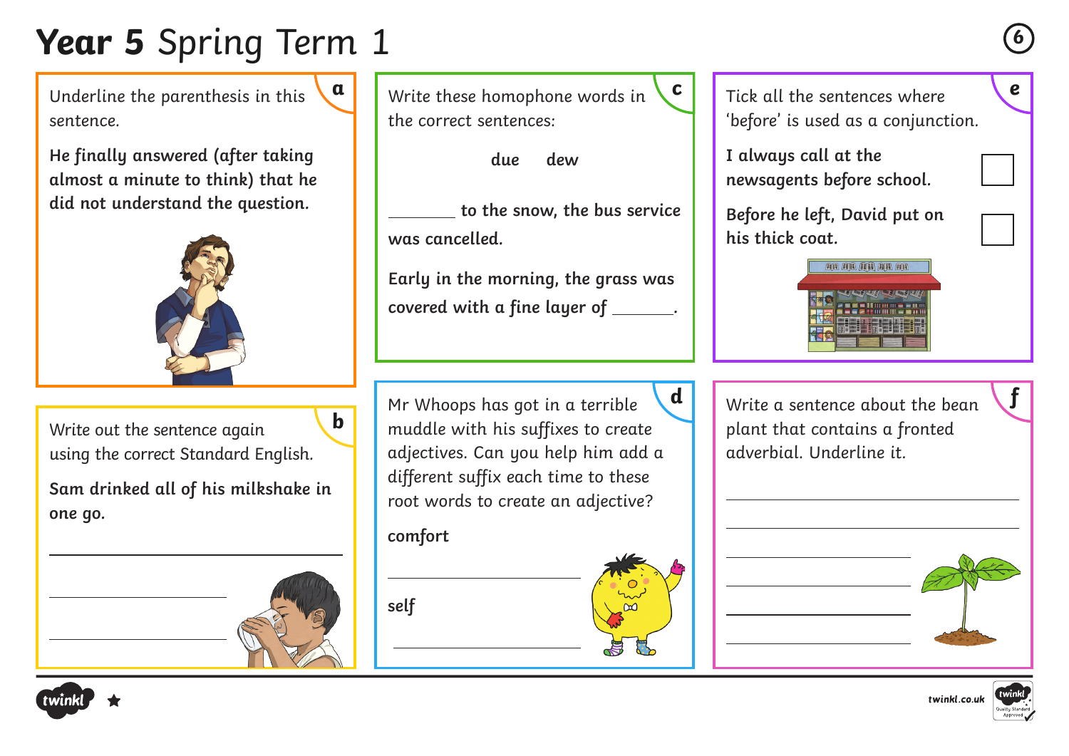# **Year 5** Spring Term 1

## a

Underline the parenthesis in this sentence.

**He finally answered (after taking almost a minute to think) that he did not understand the question.**

## b

Write out the sentence again using the correct Standard English.

**Sam drinked all of his milkshake in one go.**

______________________________

______________________________

______________________________

## c

Write these homophone words in the correct sentences:

**due dew**

**_______ to the snow, the bus service was cancelled.**

**Early in the morning, the grass was covered with a fine layer of _______.**

## d

Mr Whoops has got in a terrible muddle with his suffixes to create adjectives. Can you help him add a different suffix each time to these root words to create an adjective?

**comfort**

______________________________

**self**

______________________________

## e

Tick all the sentences where 'before' is used as a conjunction.

| | |
|---|---|
| **I always call at the newsagents before school.** | ☐ |
| **Before he left, David put on his thick coat.** | ☐ |

## f

Write a sentence about the bean plant that contains a fronted adverbial. Underline it.

______________________________

______________________________

______________________________

______________________________

______________________________

______________________________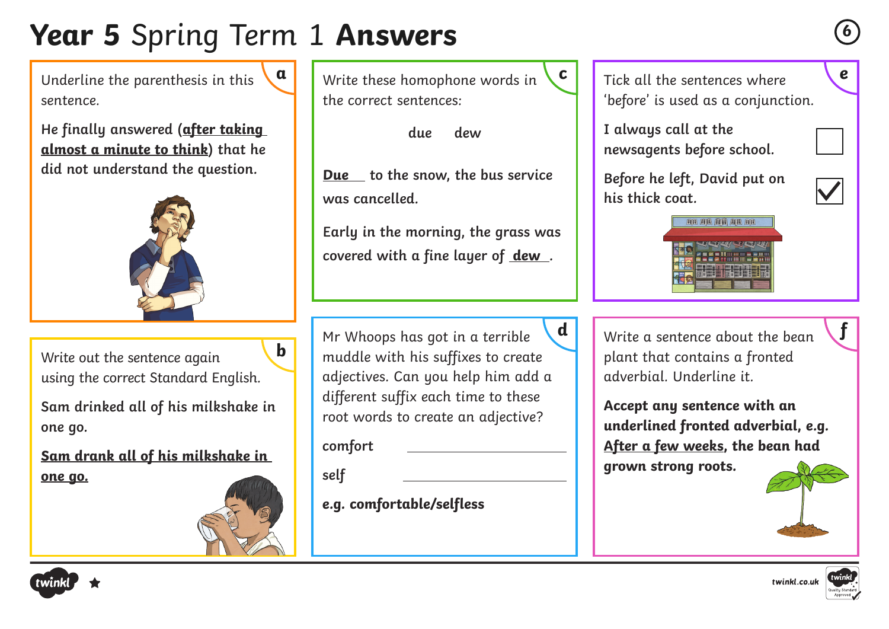# **Year 5** Spring Term 1 **Answers**

## a

Underline the parenthesis in this sentence.

**He finally answered (<u>after taking almost a minute to think</u>) that he did not understand the question.**

## b

Write out the sentence again using the correct Standard English.

**Sam drinked all of his milkshake in one go.**

**<u>Sam drank all of his milkshake in one go.</u>**

## c

Write these homophone words in the correct sentences:

**due dew**

**<u>Due</u> to the snow, the bus service was cancelled.**

**Early in the morning, the grass was covered with a fine layer of <u>dew</u>.**

## d

Mr Whoops has got in a terrible muddle with his suffixes to create adjectives. Can you help him add a different suffix each time to these root words to create an adjective?

comfort ____________________

self ____________________

***e.g. comfortable/selfless***

## e

Tick all the sentences where 'before' is used as a conjunction.

**I always call at the newsagents before school.** ☐

**Before he left, David put on his thick coat.** ☑

## f

Write a sentence about the bean plant that contains a fronted adverbial. Underline it.

**Accept any sentence with an underlined fronted adverbial, e.g. <u>After a few weeks</u>, the bean had grown strong roots.**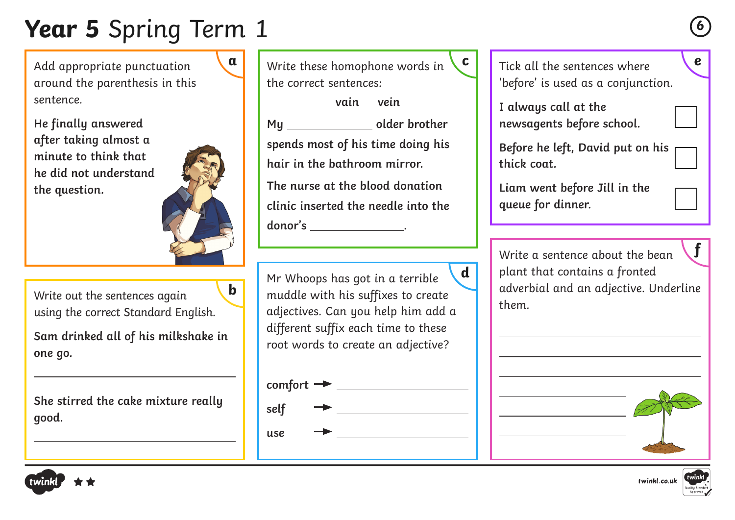# **Year 5** Spring Term 1

## a

Add appropriate punctuation around the parenthesis in this sentence.

**He finally answered after taking almost a minute to think that he did not understand the question.**

## b

Write out the sentences again using the correct Standard English.

**Sam drinked all of his milkshake in one go.**

______________________________

**She stirred the cake mixture really good.**

______________________________

## c

Write these homophone words in the correct sentences:

**vain vein**

**My ____________ older brother spends most of his time doing his hair in the bathroom mirror.**

**The nurse at the blood donation clinic inserted the needle into the donor's ____________.**

## d

Mr Whoops has got in a terrible muddle with his suffixes to create adjectives. Can you help him add a different suffix each time to these root words to create an adjective?

**comfort** → ____________

**self** → ____________

**use** → ____________

## e

Tick all the sentences where 'before' is used as a conjunction.

**I always call at the newsagents before school.** ☐

**Before he left, David put on his thick coat.** ☐

**Liam went before Jill in the queue for dinner.** ☐

## f

Write a sentence about the bean plant that contains a fronted adverbial and an adjective. Underline them.

______________________________

______________________________

______________________________

______________________________

______________________________

______________________________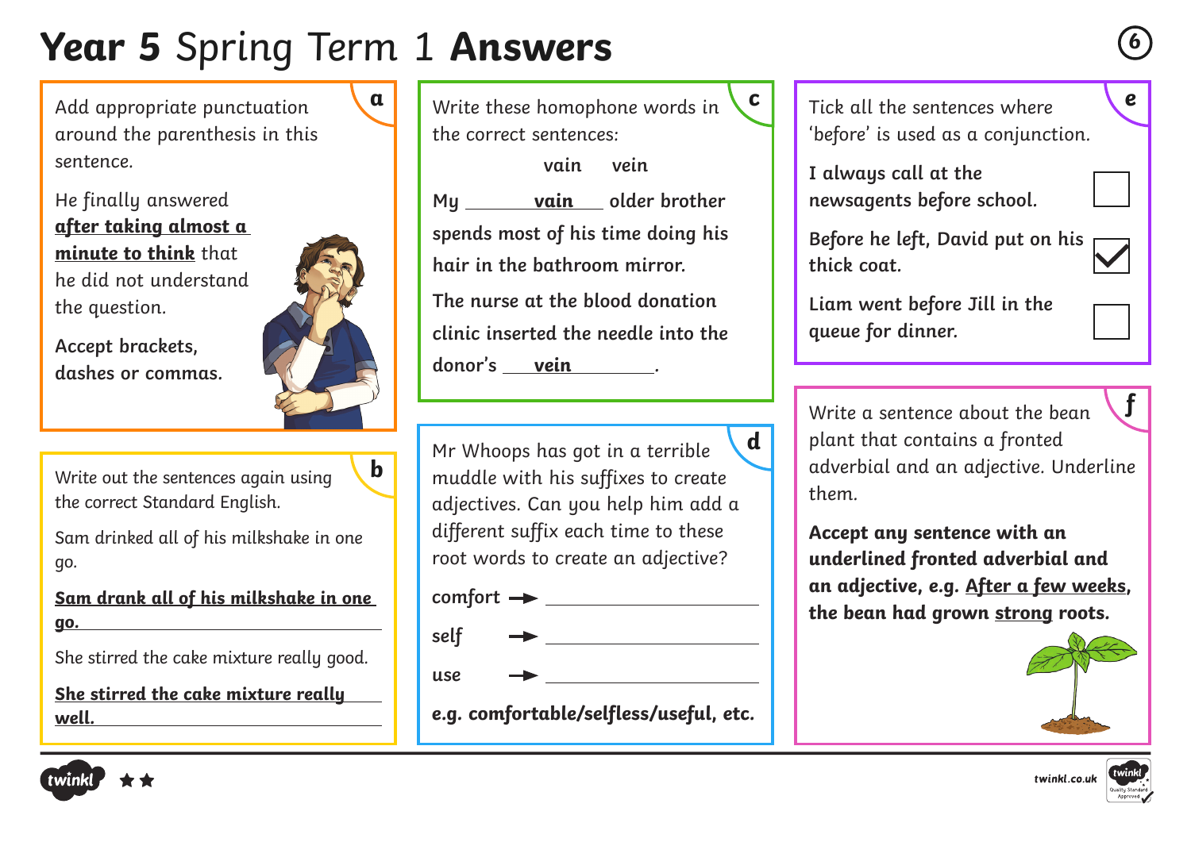# **Year 5** Spring Term 1 **Answers**

## a

Add appropriate punctuation around the parenthesis in this sentence.

He finally answered **after taking almost a minute to think** that he did not understand the question.

**Accept brackets, dashes or commas.**

## b

Write out the sentences again using the correct Standard English.

Sam drinked all of his milkshake in one go.

**Sam drank all of his milkshake in one go.**

She stirred the cake mixture really good.

**She stirred the cake mixture really well.**

## c

Write these homophone words in the correct sentences:

vain vein

**My vain older brother spends most of his time doing his hair in the bathroom mirror.**

**The nurse at the blood donation clinic inserted the needle into the donor's vein.**

## d

Mr Whoops has got in a terrible muddle with his suffixes to create adjectives. Can you help him add a different suffix each time to these root words to create an adjective?

comfort → ____________

self → ____________

use → ____________

**e.g. comfortable/selfless/useful, etc.**

## e

Tick all the sentences where 'before' is used as a conjunction.

| Sentence | |
|---|---|
| **I always call at the newsagents before school.** | ☐ |
| **Before he left, David put on his thick coat.** | ☑ |
| **Liam went before Jill in the queue for dinner.** | ☐ |

## f

Write a sentence about the bean plant that contains a fronted adverbial and an adjective. Underline them.

**Accept any sentence with an underlined fronted adverbial and an adjective, e.g. After a few weeks, the bean had grown strong roots.**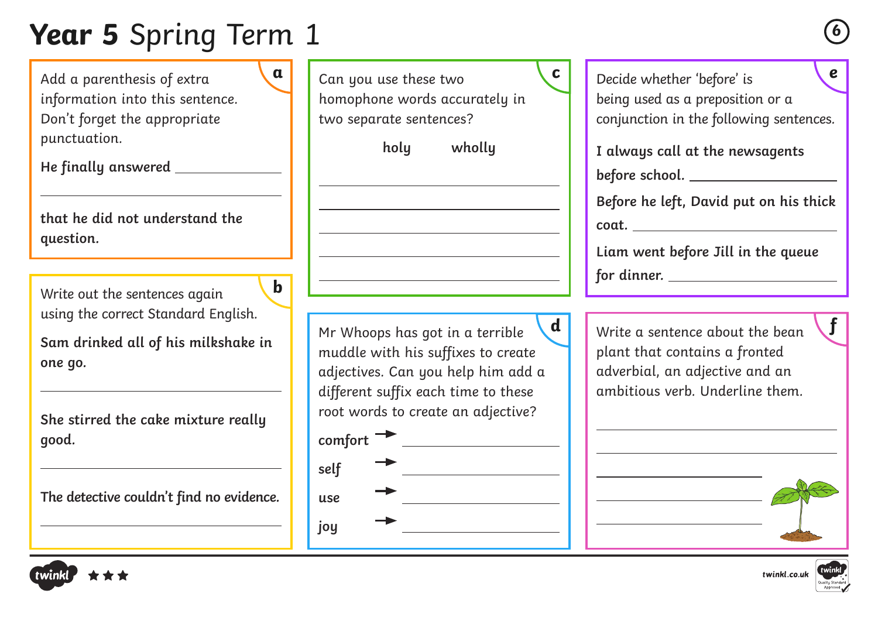# **Year 5** Spring Term 1

## a

Add a parenthesis of extra information into this sentence. Don't forget the appropriate punctuation.

**He finally answered** ______________

______________________________

**that he did not understand the question.**

## b

Write out the sentences again using the correct Standard English.

**Sam drinked all of his milkshake in one go.**

______________________________

**She stirred the cake mixture really good.**

______________________________

**The detective couldn't find no evidence.**

______________________________

## c

Can you use these two homophone words accurately in two separate sentences?

**holy** **wholly**

______________________________

______________________________

______________________________

______________________________

______________________________

## d

Mr Whoops has got in a terrible muddle with his suffixes to create adjectives. Can you help him add a different suffix each time to these root words to create an adjective?

**comfort** → ______________

**self** → ______________

**use** → ______________

**joy** → ______________

## e

Decide whether 'before' is being used as a preposition or a conjunction in the following sentences.

**I always call at the newsagents before school.** ______________

**Before he left, David put on his thick coat.** ______________

**Liam went before Jill in the queue for dinner.** ______________

## f

Write a sentence about the bean plant that contains a fronted adverbial, an adjective and an ambitious verb. Underline them.

______________________________

______________________________

______________________________

______________________________

______________________________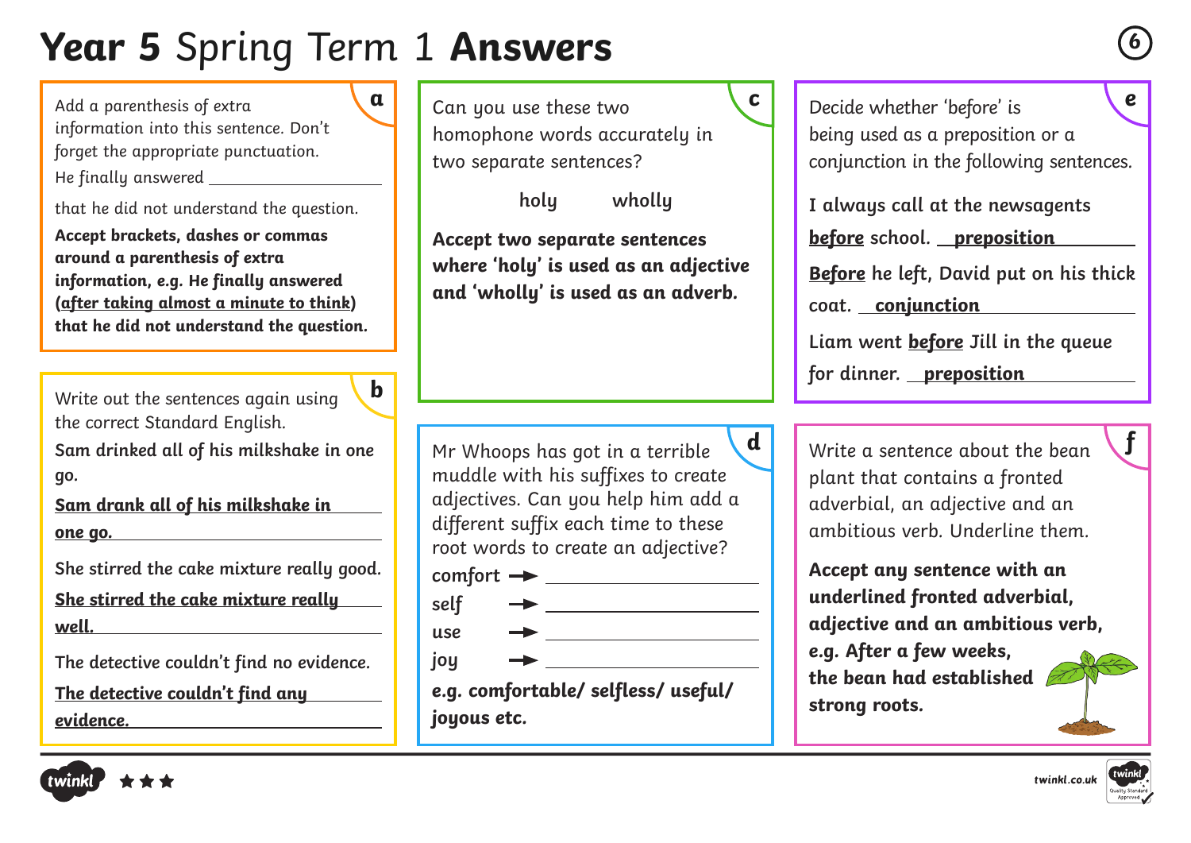# **Year 5** Spring Term 1 **Answers**

## a

Add a parenthesis of extra information into this sentence. Don't forget the appropriate punctuation.

He finally answered ______________________

that he did not understand the question.

**Accept brackets, dashes or commas around a parenthesis of extra information, e.g. He finally answered (<u>after taking almost a minute to think</u>) that he did not understand the question.**

## b

Write out the sentences again using the correct Standard English.

Sam drinked all of his milkshake in one go.

**<u>Sam drank all of his milkshake in one go.</u>**

She stirred the cake mixture really good.

**<u>She stirred the cake mixture really well.</u>**

The detective couldn't find no evidence.

**<u>The detective couldn't find any evidence.</u>**

## c

Can you use these two homophone words accurately in two separate sentences?

**holy** **wholly**

**Accept two separate sentences where 'holy' is used as an adjective and 'wholly' is used as an adverb.**

## d

Mr Whoops has got in a terrible muddle with his suffixes to create adjectives. Can you help him add a different suffix each time to these root words to create an adjective?

comfort → ______________________

self → ______________________

use → ______________________

joy → ______________________

**e.g. comfortable/ selfless/ useful/ joyous etc.**

## e

Decide whether 'before' is being used as a preposition or a conjunction in the following sentences.

**I always call at the newsagents <u>before</u>** school. **<u>preposition</u>**

**<u>Before</u> he left, David put on his thick coat.** **<u>conjunction</u>**

**Liam went <u>before</u> Jill in the queue for dinner.** **<u>preposition</u>**

## f

Write a sentence about the bean plant that contains a fronted adverbial, an adjective and an ambitious verb. Underline them.

**Accept any sentence with an underlined fronted adverbial, adjective and an ambitious verb, e.g. After a few weeks, the bean had established strong roots.**